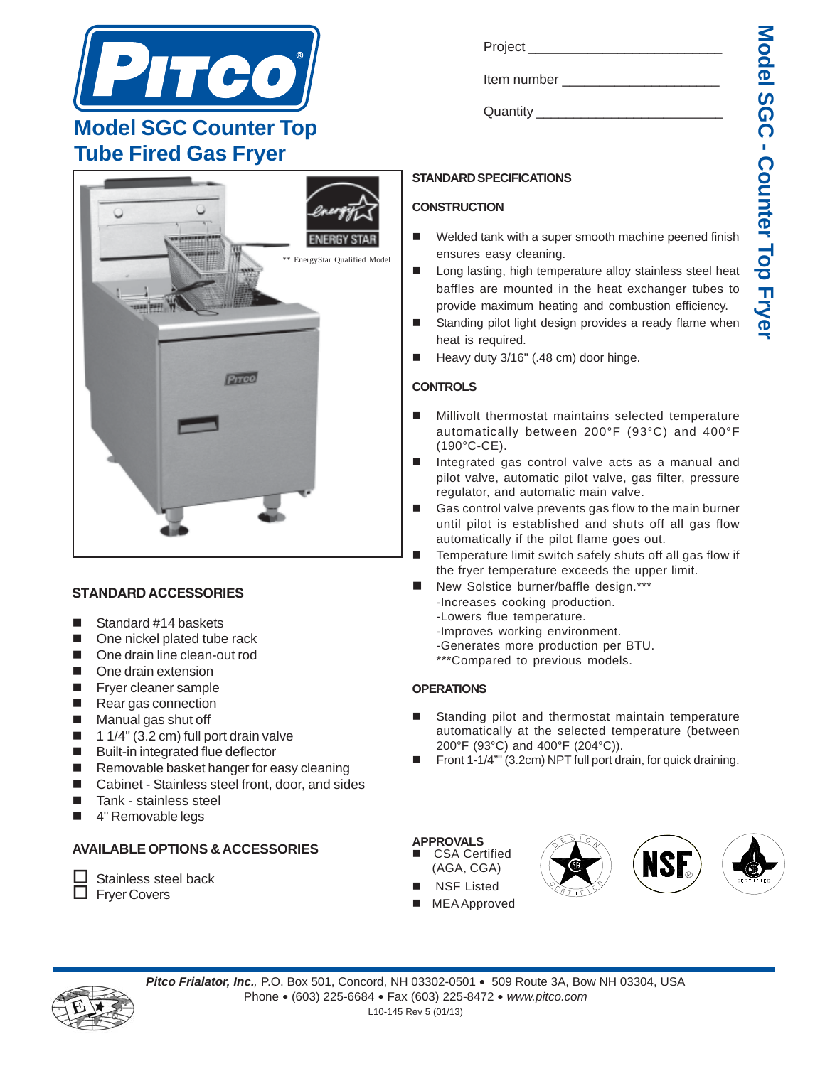# Model SGC Counter Top Tube Fired Gas Fryer

Project ___________________________

Item number ______________________

Quantity __________________________

** EnergyStar Qualified Model

## STANDARD SPECIFICATIONS

### CONSTRUCTION

- Welded tank with a super smooth machine peened finish ensures easy cleaning.
- Long lasting, high temperature alloy stainless steel heat baffles are mounted in the heat exchanger tubes to provide maximum heating and combustion efficiency.
- Standing pilot light design provides a ready flame when heat is required.
- Heavy duty 3/16" (.48 cm) door hinge.

### CONTROLS

- Millivolt thermostat maintains selected temperature automatically between 200°F (93°C) and 400°F (190°C-CE).
- Integrated gas control valve acts as a manual and pilot valve, automatic pilot valve, gas filter, pressure regulator, and automatic main valve.
- Gas control valve prevents gas flow to the main burner until pilot is established and shuts off all gas flow automatically if the pilot flame goes out.
- Temperature limit switch safely shuts off all gas flow if the fryer temperature exceeds the upper limit.
- New Solstice burner/baffle design.***
  - -Increases cooking production.
  - -Lowers flue temperature.
  - -Improves working environment.
  - -Generates more production per BTU.
  - ***Compared to previous models.

### OPERATIONS

- Standing pilot and thermostat maintain temperature automatically at the selected temperature (between 200°F (93°C) and 400°F (204°C)).
- Front 1-1/4"" (3.2cm) NPT full port drain, for quick draining.

## STANDARD ACCESSORIES

- Standard #14 baskets
- One nickel plated tube rack
- One drain line clean-out rod
- One drain extension
- Fryer cleaner sample
- Rear gas connection
- Manual gas shut off
- 1 1/4" (3.2 cm) full port drain valve
- Built-in integrated flue deflector
- Removable basket hanger for easy cleaning
- Cabinet - Stainless steel front, door, and sides
- Tank - stainless steel
- 4" Removable legs

## AVAILABLE OPTIONS & ACCESSORIES

- ☐ Stainless steel back
- ☐ Fryer Covers

## APPROVALS

- CSA Certified (AGA, CGA)
- NSF Listed
- MEA Approved

***Pitco Frialator, Inc.***, P.O. Box 501, Concord, NH 03302-0501 • 509 Route 3A, Bow NH 03304, USA
Phone • (603) 225-6684 • Fax (603) 225-8472 • *www.pitco.com*
L10-145 Rev 5 (01/13)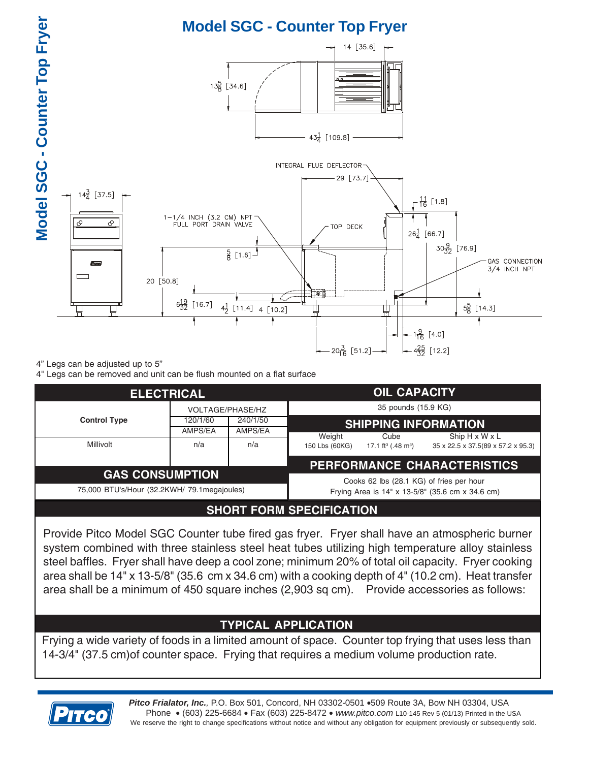# Model SGC - Counter Top Fryer

14 [35.6]

$13\frac{5}{8}$ [34.6]

$43\frac{1}{4}$ [109.8]

INTEGRAL FLUE DEFLECTOR

29 [73.7]

$14\frac{3}{4}$ [37.5]

$\frac{11}{16}$ [1.8]

1-1/4 INCH (3.2 CM) NPT FULL PORT DRAIN VALVE

TOP DECK

$26\frac{1}{4}$ [66.7]

$30\frac{9}{32}$ [76.9]

$\frac{5}{8}$ [1.6]

GAS CONNECTION 3/4 INCH NPT

20 [50.8]

$6\frac{19}{32}$ [16.7]

$4\frac{1}{2}$ [11.4]

4 [10.2]

$5\frac{5}{8}$ [14.3]

$1\frac{9}{16}$ [4.0]

$20\frac{3}{16}$ [51.2]

$4\frac{25}{32}$ [12.2]

4" Legs can be adjusted up to 5"

4" Legs can be removed and unit can be flush mounted on a flat surface

## ELECTRICAL

| Control Type | VOLTAGE/PHASE/HZ | |
|---|---|---|
| | 120/1/60 AMPS/EA | 240/1/50 AMPS/EA |
| Millivolt | n/a | n/a |

## GAS CONSUMPTION

75,000 BTU's/Hour (32.2KWH/ 79.1megajoules)

## OIL CAPACITY

35 pounds (15.9 KG)

## SHIPPING INFORMATION

| Weight | Cube | Ship H x W x L |
|---|---|---|
| 150 Lbs (60KG) | 17.1 ft³ (.48 m³) | 35 x 22.5 x 37.5(89 x 57.2 x 95.3) |

## PERFORMANCE CHARACTERISTICS

Cooks 62 lbs (28.1 KG) of fries per hour

Frying Area is 14" x 13-5/8" (35.6 cm x 34.6 cm)

## SHORT FORM SPECIFICATION

Provide Pitco Model SGC Counter tube fired gas fryer. Fryer shall have an atmospheric burner system combined with three stainless steel heat tubes utilizing high temperature alloy stainless steel baffles. Fryer shall have deep a cool zone; minimum 20% of total oil capacity. Fryer cooking area shall be 14" x 13-5/8" (35.6 cm x 34.6 cm) with a cooking depth of 4" (10.2 cm). Heat transfer area shall be a minimum of 450 square inches (2,903 sq cm). Provide accessories as follows:

## TYPICAL APPLICATION

Frying a wide variety of foods in a limited amount of space. Counter top frying that uses less than 14-3/4" (37.5 cm)of counter space. Frying that requires a medium volume production rate.

***Pitco Frialator, Inc.,*** P.O. Box 501, Concord, NH 03302-0501 •509 Route 3A, Bow NH 03304, USA
Phone • (603) 225-6684 • Fax (603) 225-8472 • *www.pitco.com* L10-145 Rev 5 (01/13) Printed in the USA
We reserve the right to change specifications without notice and without any obligation for equipment previously or subsequently sold.